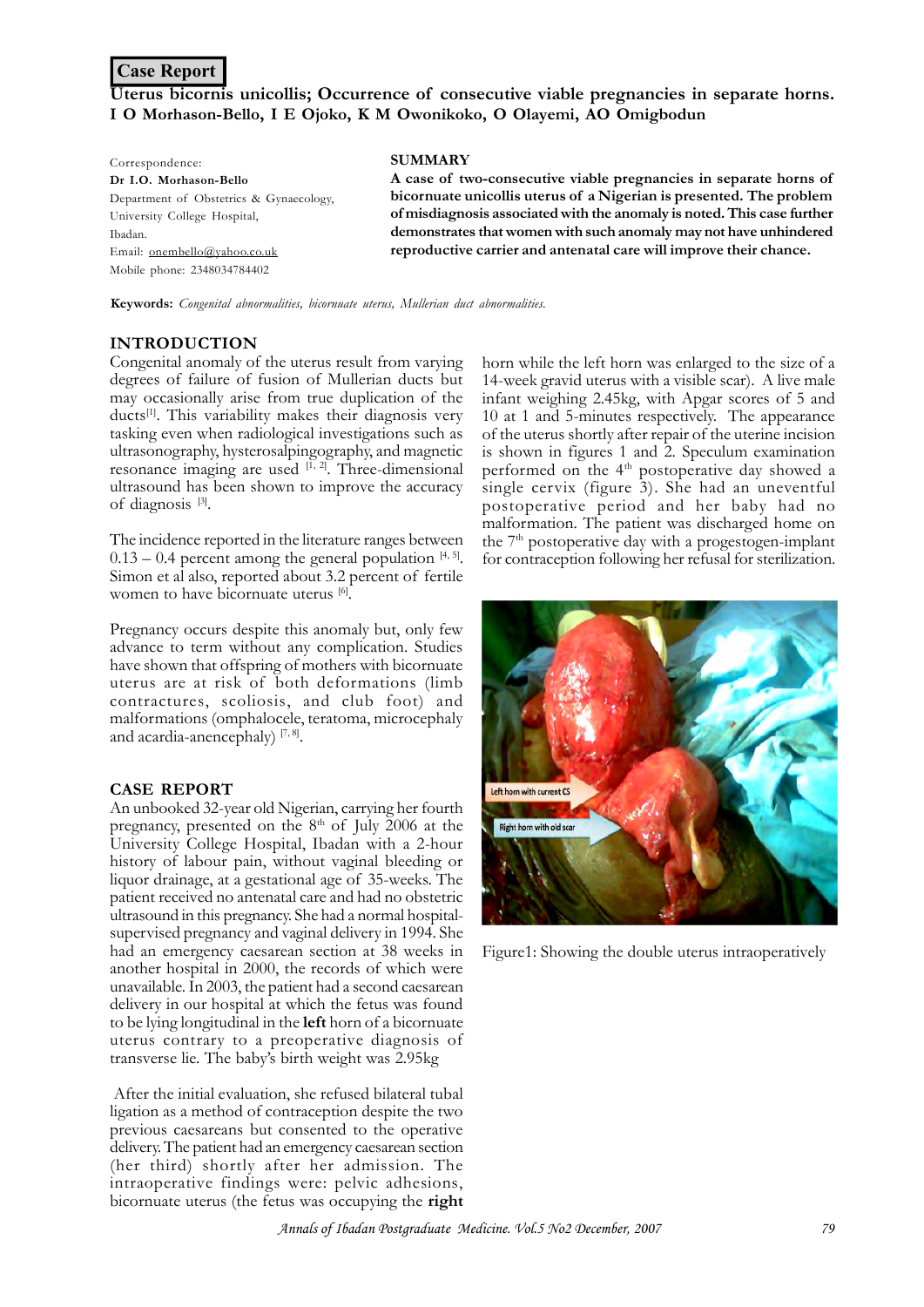**Case Report**

# Uterus bicornis unicollis; Occurrence of consecutive viable pregnancies in separate horns.

**I O Morhason-Bello, I E Ojoko, K M Owonikoko, O Olayemi, AO Omigbodun**

Correspondence:
**Dr I.O. Morhason-Bello**
Department of Obstetrics & Gynaecology,
University College Hospital,
Ibadan.
Email: onembello@yahoo.co.uk
Mobile phone: 2348034784402

## SUMMARY

**A case of two-consecutive viable pregnancies in separate horns of bicornuate unicollis uterus of a Nigerian is presented. The problem of misdiagnosis associated with the anomaly is noted. This case further demonstrates that women with such anomaly may not have unhindered reproductive carrier and antenatal care will improve their chance.**

**Keywords:** *Congenital abnormalities, bicornuate uterus, Mullerian duct abnormalities.*

## INTRODUCTION

Congenital anomaly of the uterus result from varying degrees of failure of fusion of Mullerian ducts but may occasionally arise from true duplication of the ducts[1]. This variability makes their diagnosis very tasking even when radiological investigations such as ultrasonography, hysterosalpingography, and magnetic resonance imaging are used [1, 2]. Three-dimensional ultrasound has shown to improve the accuracy of diagnosis [3].

The incidence reported in the literature ranges between 0.13 – 0.4 percent among the general population [4, 5]. Simon et al also, reported about 3.2 percent of fertile women to have bicornuate uterus [6].

Pregnancy occurs despite this anomaly but, only few advance to term without any complication. Studies have shown that offspring of mothers with bicornuate uterus are at risk of both deformations (limb contractures, scoliosis, and club foot) and malformations (omphalocele, teratoma, microcephaly and acardia-anencephaly) [7, 8].

## CASE REPORT

An unbooked 32-year old Nigerian, carrying her fourth pregnancy, presented on the 8th of July 2006 at the University College Hospital, Ibadan with a 2-hour history of labour pain, without vaginal bleeding or liquor drainage, at a gestational age of 35-weeks. The patient received no antenatal care and had no obstetric ultrasound in this pregnancy. She had a normal hospital-supervised pregnancy and vaginal delivery in 1994. She had an emergency caesarean section at 38 weeks in another hospital in 2000, the records of which were unavailable. In 2003, the patient had a second caesarean delivery in our hospital at which the fetus was found to be lying longitudinal in the **left** horn of a bicornuate uterus contrary to a preoperative diagnosis of transverse lie. The baby's birth weight was 2.95kg

After the initial evaluation, she refused bilateral tubal ligation as a method of contraception despite the two previous caesareans but consented to the operative delivery. The patient had an emergency caesarean section (her third) shortly after her admission. The intraoperative findings were: pelvic adhesions, bicornuate uterus (the fetus was occupying the **right** horn while the left horn was enlarged to the size of a 14-week gravid uterus with a visible scar). A live male infant weighing 2.45kg, with Apgar scores of 5 and 10 at 1 and 5-minutes respectively. The appearance of the uterus shortly after repair of the uterine incision is shown in figures 1 and 2. Speculum examination performed on the 4th postoperative day showed a single cervix (figure 3). She had an uneventful postoperative period and her baby had no malformation. The patient was discharged home on the 7th postoperative day with a progestogen-implant for contraception following her refusal for sterilization.

Figure1: Showing the double uterus intraoperatively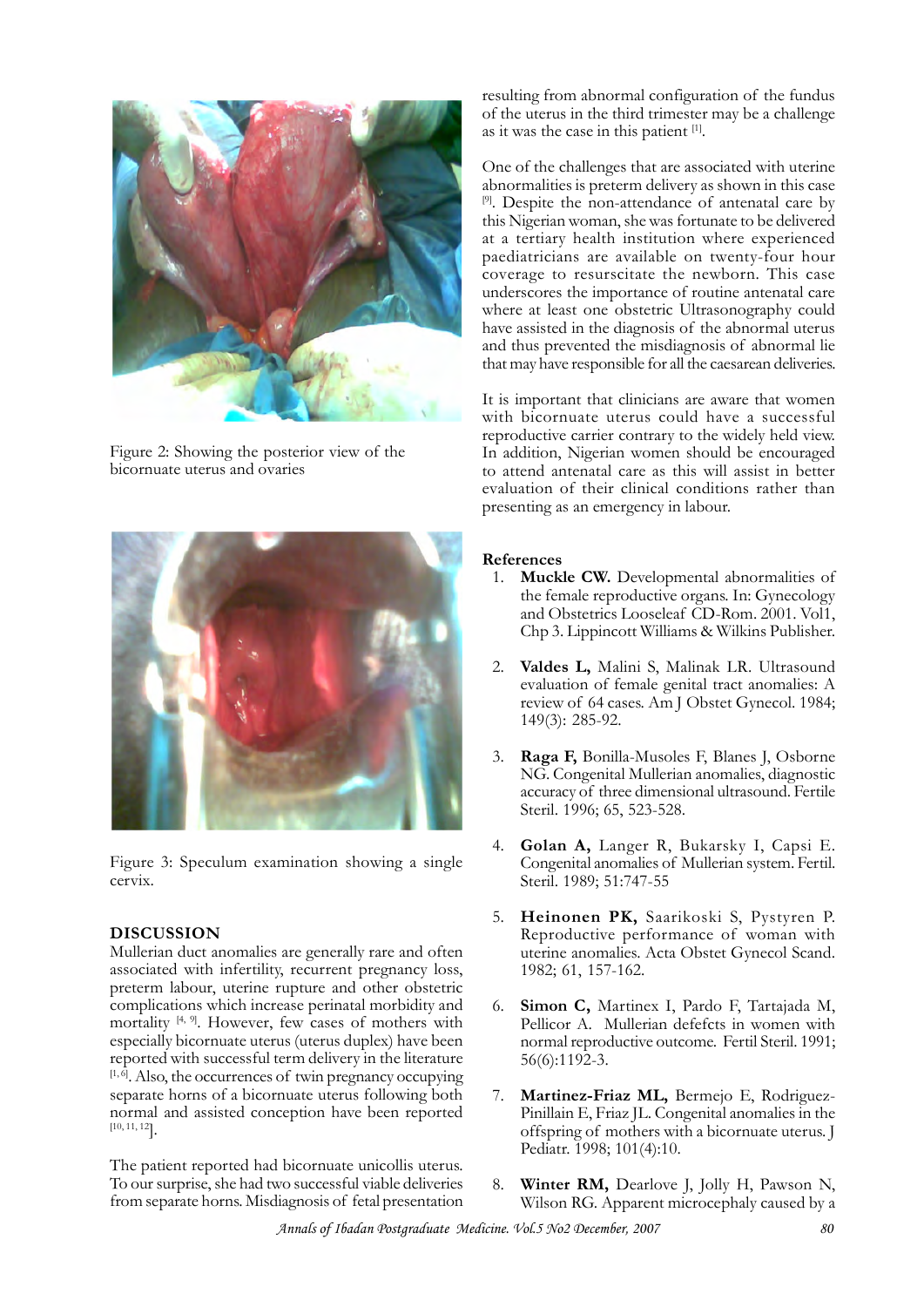Figure 2: Showing the posterior view of the bicornuate uterus and ovaries

Figure 3: Speculum examination showing a single cervix.

## DISCUSSION

Mullerian duct anomalies are generally rare and often associated with infertility, recurrent pregnancy loss, preterm labour, uterine rupture and other obstetric complications which increase perinatal morbidity and mortality [4, 9]. However, few cases of mothers with especially bicornuate uterus (uterus duplex) have been reported with successful term delivery in the literature [1, 6]. Also, the occurrences of twin pregnancy occupying separate horns of a bicornuate uterus following both normal and assisted conception have been reported [10, 11, 12].

The patient reported had bicornuate unicollis uterus. To our surprise, she had two successful viable deliveries from separate horns. Misdiagnosis of fetal presentation resulting from abnormal configuration of the fundus of the uterus in the third trimester may be a challenge as it was the case in this patient [1].

One of the challenges that are associated with uterine abnormalities is preterm delivery as shown in this case [9]. Despite the non-attendance of antenatal care by this Nigerian woman, she was fortunate to be delivered at a tertiary health institution where experienced paediatricians are available on twenty-four hour coverage to resurscitate the newborn. This case underscores the importance of routine antenatal care where at least one obstetric Ultrasonography could have assisted in the diagnosis of the abnormal uterus and thus prevented the misdiagnosis of abnormal lie that may have responsible for all the caesarean deliveries.

It is important that clinicians are aware that women with bicornuate uterus could have a successful reproductive carrier contrary to the widely held view. In addition, Nigerian women should be encouraged to attend antenatal care as this will assist in better evaluation of their clinical conditions rather than presenting as an emergency in labour.

## References

1. **Muckle CW.** Developmental abnormalities of the female reproductive organs. In: Gynecology and Obstetrics Looseleaf CD-Rom. 2001. Vol1, Chp 3. Lippincott Williams & Wilkins Publisher.
2. **Valdes L,** Malini S, Malinak LR. Ultrasound evaluation of female genital tract anomalies: A review of 64 cases. Am J Obstet Gynecol. 1984; 149(3): 285-92.
3. **Raga F,** Bonilla-Musoles F, Blanes J, Osborne NG. Congenital Mullerian anomalies, diagnostic accuracy of three dimensional ultrasound. Fertile Steril. 1996; 65, 523-528.
4. **Golan A,** Langer R, Bukarsky I, Capsi E. Congenital anomalies of Mullerian system. Fertil. Steril. 1989; 51:747-55
5. **Heinonen PK,** Saarikoski S, Pystyren P. Reproductive performance of woman with uterine anomalies. Acta Obstet Gynecol Scand. 1982; 61, 157-162.
6. **Simon C,** Martinex I, Pardo F, Tartajada M, Pellicor A. Mullerian defefcts in women with normal reproductive outcome. Fertil Steril. 1991; 56(6):1192-3.
7. **Martinez-Friaz ML,** Bermejo E, Rodriguez-Pinillain E, Friaz JL. Congenital anomalies in the offspring of mothers with a bicornuate uterus. J Pediatr. 1998; 101(4):10.
8. **Winter RM,** Dearlove J, Jolly H, Pawson N, Wilson RG. Apparent microcephaly caused by a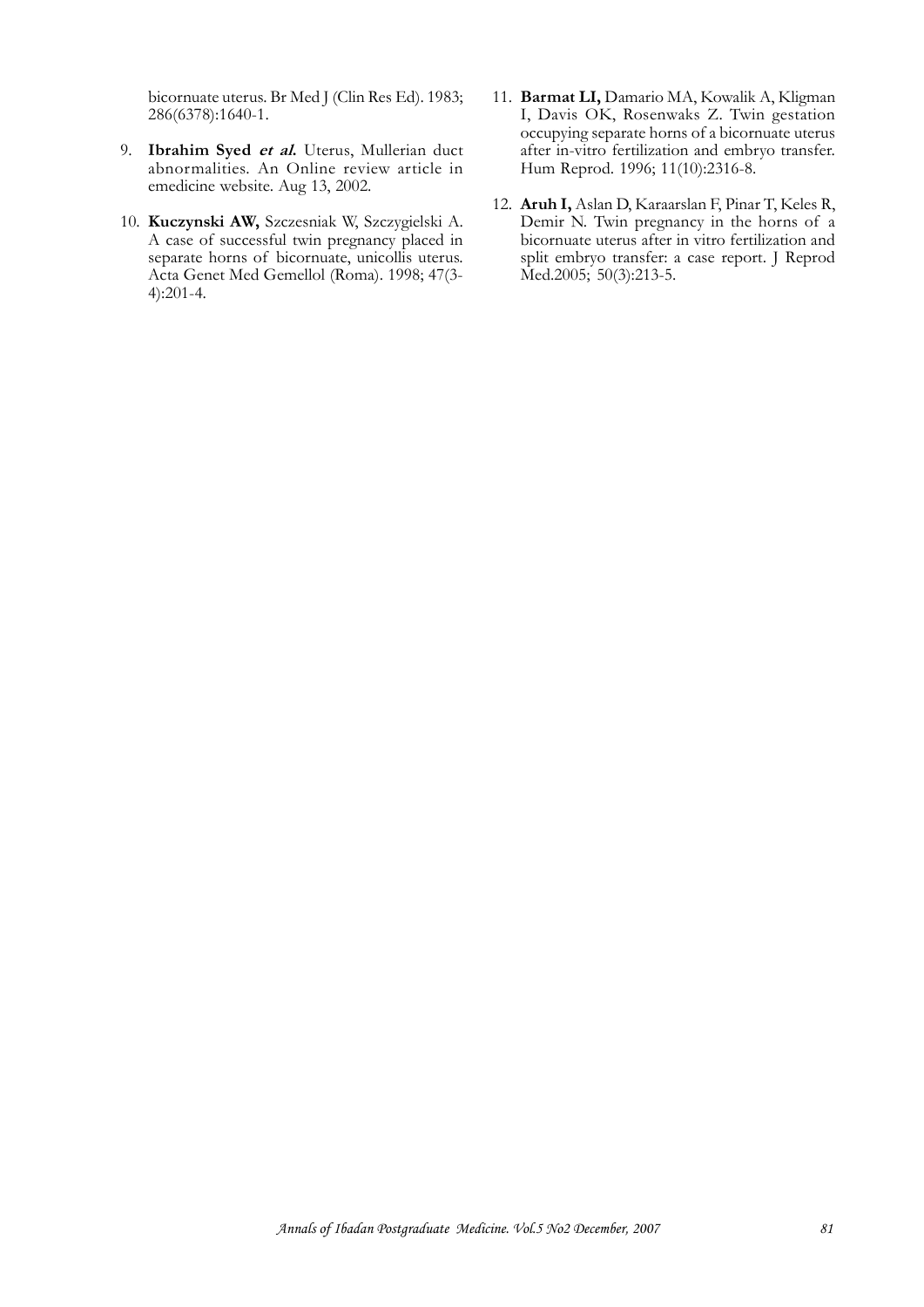bicornuate uterus. Br Med J (Clin Res Ed). 1983; 286(6378):1640-1.

9. **Ibrahim Syed *et al.*** Uterus, Mullerian duct abnormalities. An Online review article in emedicine website. Aug 13, 2002.

10. **Kuczynski AW,** Szczesniak W, Szczygielski A. A case of successful twin pregnancy placed in separate horns of bicornuate, unicollis uterus. Acta Genet Med Gemellol (Roma). 1998; 47(3-4):201-4.

11. **Barmat LI,** Damario MA, Kowalik A, Kligman I, Davis OK, Rosenwaks Z. Twin gestation occupying separate horns of a bicornuate uterus after in-vitro fertilization and embryo transfer. Hum Reprod. 1996; 11(10):2316-8.

12. **Aruh I,** Aslan D, Karaarslan F, Pinar T, Keles R, Demir N. Twin pregnancy in the horns of a bicornuate uterus after in vitro fertilization and split embryo transfer: a case report. J Reprod Med.2005; 50(3):213-5.